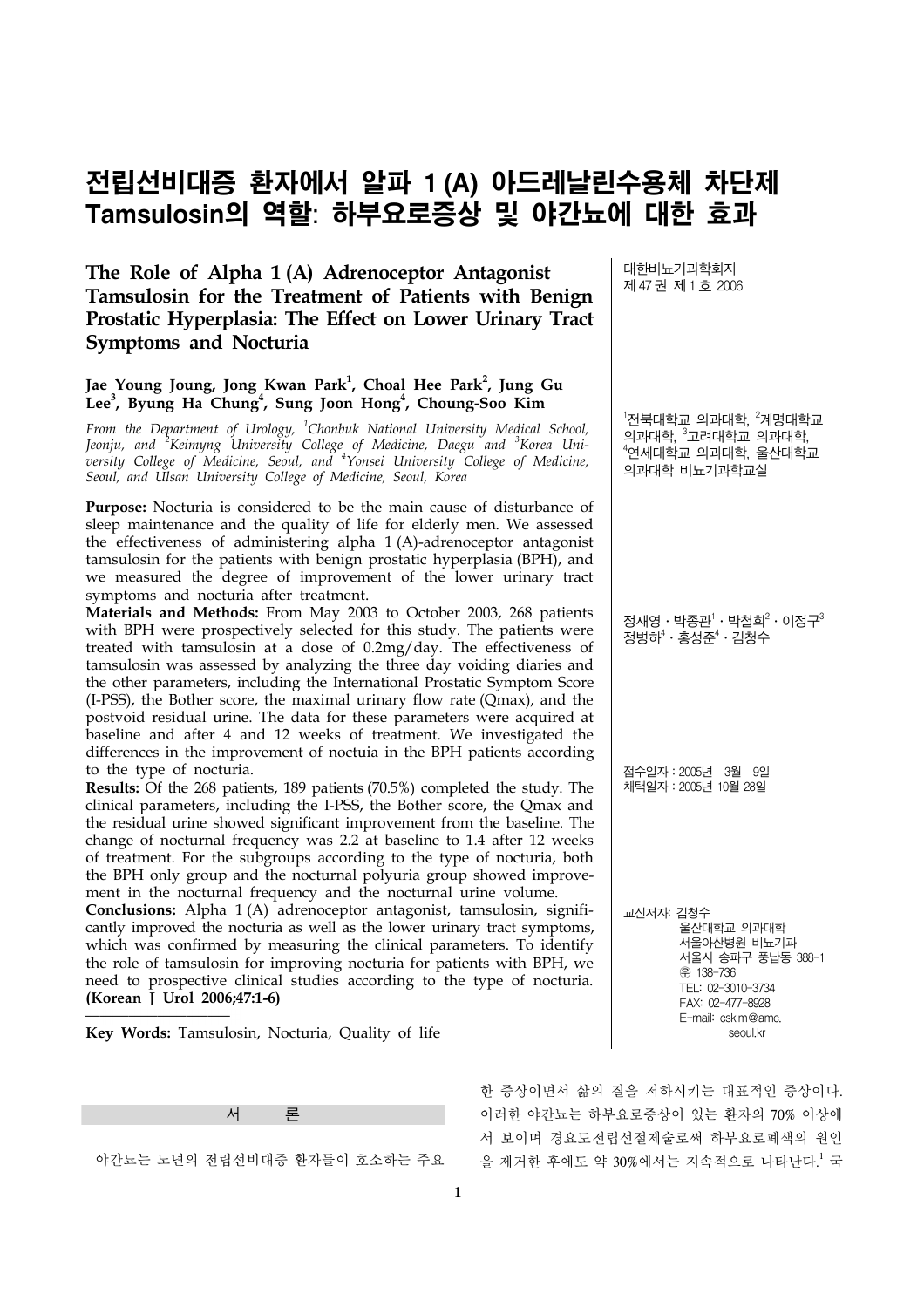# 전립선비대증 환자에서 알파 1 (A) 아드레날린수용체 차단제 Tamsulosin의 역할: 하부요로증상 및 야간뇨에 대한 효과

## The Role of Alpha 1 (A) Adrenoceptor Antagonist Tamsulosin for the Treatment of Patients with Benign Prostatic Hyperplasia: The Effect on Lower Urinary Tract Symptoms and Nocturia

**Jae Young Joung, Jong Kwan Park[1], Choal Hee Park[2], Jung Gu Lee[3], Byung Ha Chung[4], Sung Joon Hong[4], Choung-Soo Kim**

*From the Department of Urology, [1]Chonbuk National University Medical School, Jeonju, and [2]Keimyng University College of Medicine, Daegu and [3]Korea University College of Medicine, Seoul, and [4]Yonsei University College of Medicine, Seoul, and Ulsan University College of Medicine, Seoul, Korea*

대한비뇨기과학회지
제 47 권 제 1 호 2006

[1]전북대학교 의과대학, [2]계명대학교 의과대학, [3]고려대학교 의과대학, [4]연세대학교 의과대학, 울산대학교 의과대학 비뇨기과학교실

정재영 · 박종관[1] · 박철희[2] · 이정구[3]
정병하[4] · 홍성준[4] · 김청수

접수일자 : 2005년 3월 9일
채택일자 : 2005년 10월 28일

교신저자: 김청수
울산대학교 의과대학
서울아산병원 비뇨기과
서울시 송파구 풍납동 388-1
㊥ 138-736
TEL: 02-3010-3734
FAX: 02-477-8928
E-mail: cskim@amc.seoul.kr

**Purpose:** Nocturia is considered to be the main cause of disturbance of sleep maintenance and the quality of life for elderly men. We assessed the effectiveness of administering alpha 1 (A)-adrenoceptor antagonist tamsulosin for the patients with benign prostatic hyperplasia (BPH), and we measured the degree of improvement of the lower urinary tract symptoms and nocturia after treatment.

**Materials and Methods:** From May 2003 to October 2003, 268 patients with BPH were prospectively selected for this study. The patients were treated with tamsulosin at a dose of 0.2mg/day. The effectiveness of tamsulosin was assessed by analyzing the three day voiding diaries and the other parameters, including the International Prostatic Symptom Score (I-PSS), the Bother score, the maximal urinary flow rate (Qmax), and the postvoid residual urine. The data for these parameters were acquired at baseline and after 4 and 12 weeks of treatment. We investigated the differences in the improvement of noctuia in the BPH patients according to the type of nocturia.

**Results:** Of the 268 patients, 189 patients (70.5%) completed the study. The clinical parameters, including the I-PSS, the Bother score, the Qmax and the residual urine showed significant improvement from the baseline. The change of nocturnal frequency was 2.2 at baseline to 1.4 after 12 weeks of treatment. For the subgroups according to the type of nocturia, both the BPH only group and the nocturnal polyuria group showed improvement in the nocturnal frequency and the nocturnal urine volume.

**Conclusions:** Alpha 1 (A) adrenoceptor antagonist, tamsulosin, significantly improved the nocturia as well as the lower urinary tract symptoms, which was confirmed by measuring the clinical parameters. To identify the role of tamsulosin for improving nocturia for patients with BPH, we need to prospective clinical studies according to the type of nocturia. **(Korean J Urol 2006;47:1-6)**

**Key Words:** Tamsulosin, Nocturia, Quality of life

## 서 론

야간뇨는 노년의 전립선비대증 환자들이 호소하는 주요한 증상이면서 삶의 질을 저하시키는 대표적인 증상이다. 이러한 야간뇨는 하부요로증상이 있는 환자의 70% 이상에서 보이며 경요도전립선절제술로써 하부요로폐색의 원인을 제거한 후에도 약 30%에서는 지속적으로 나타난다.[1] 국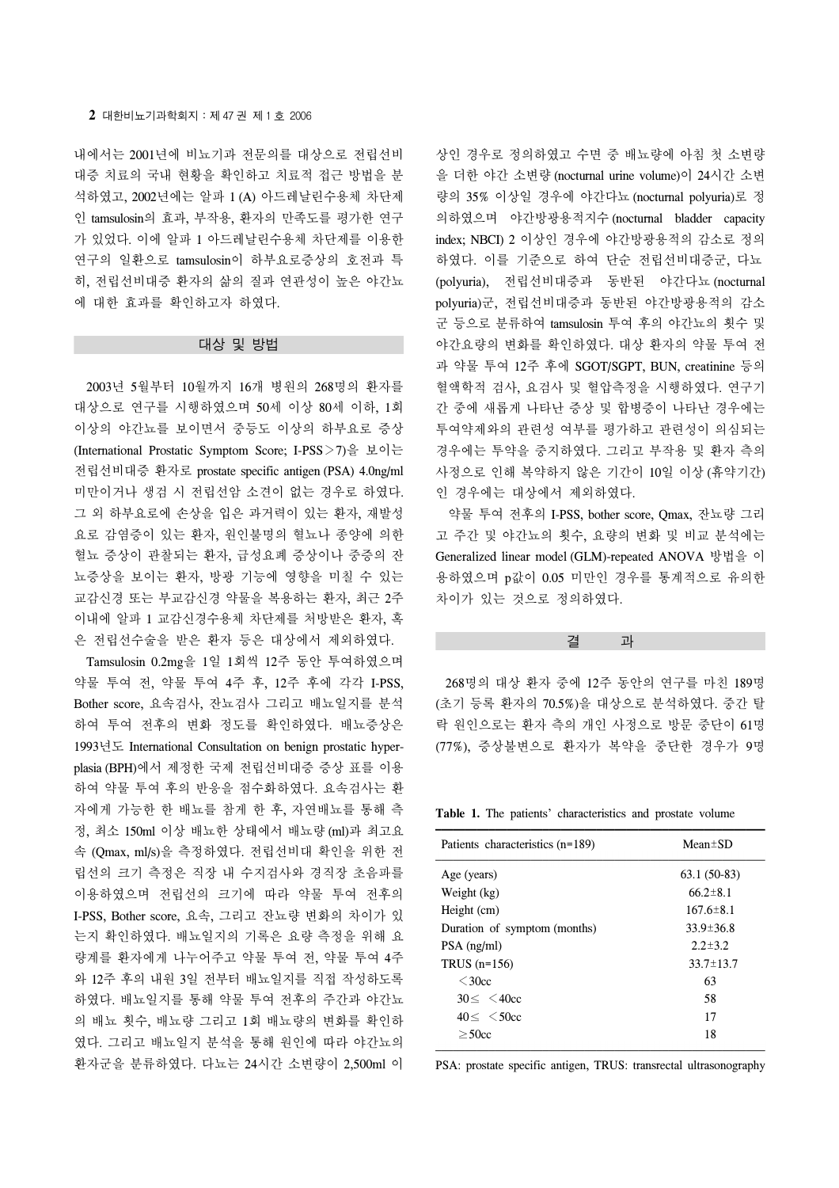내에서는 2001년에 비뇨기과 전문의를 대상으로 전립선비대증 치료의 국내 현황을 확인하고 치료적 접근 방법을 분석하였고, 2002년에는 알파 1 (A) 아드레날린수용체 차단제인 tamsulosin의 효과, 부작용, 환자의 만족도를 평가한 연구가 있었다. 이에 알파 1 아드레날린수용체 차단제를 이용한 연구의 일환으로 tamsulosin이 하부요로증상의 호전과 특히, 전립선비대증 환자의 삶의 질과 연관성이 높은 야간뇨에 대한 효과를 확인하고자 하였다.

## 대상 및 방법

2003년 5월부터 10월까지 16개 병원의 268명의 환자를 대상으로 연구를 시행하였으며 50세 이상 80세 이하, 1회 이상의 야간뇨를 보이면서 중등도 이상의 하부요로 증상 (International Prostatic Symptom Score; I-PSS＞7)을 보이는 전립선비대증 환자로 prostate specific antigen (PSA) 4.0ng/ml 미만이거나 생검 시 전립선암 소견이 없는 경우로 하였다. 그 외 하부요로에 손상을 입은 과거력이 있는 환자, 재발성 요로 감염증이 있는 환자, 원인불명의 혈뇨나 종양에 의한 혈뇨 증상이 관찰되는 환자, 급성요폐 증상이나 중증의 잔뇨증상을 보이는 환자, 방광 기능에 영향을 미칠 수 있는 교감신경 또는 부교감신경 약물을 복용하는 환자, 최근 2주 이내에 알파 1 교감신경수용체 차단제를 처방받은 환자, 혹은 전립선수술을 받은 환자 등은 대상에서 제외하였다.

Tamsulosin 0.2mg을 1일 1회씩 12주 동안 투여하였으며 약물 투여 전, 약물 투여 4주 후, 12주 후에 각각 I-PSS, Bother score, 요속검사, 잔뇨검사 그리고 배뇨일지를 분석하여 투여 전후의 변화 정도를 확인하였다. 배뇨증상은 1993년도 International Consultation on benign prostatic hyperplasia (BPH)에서 제정한 국제 전립선비대증 증상 표를 이용하여 약물 투여 후의 반응을 점수화하였다. 요속검사는 환자에게 가능한 한 배뇨를 참게 한 후, 자연배뇨를 통해 측정, 최소 150ml 이상 배뇨한 상태에서 배뇨량 (ml)과 최고요속 (Qmax, ml/s)을 측정하였다. 전립선비대 확인을 위한 전립선의 크기 측정은 직장 내 수지검사와 경직장 초음파를 이용하였으며 전립선의 크기에 따라 약물 투여 전후의 I-PSS, Bother score, 요속, 그리고 잔뇨량 변화의 차이가 있는지 확인하였다. 배뇨일지의 기록은 요량 측정을 위해 요량계를 환자에게 나누어주고 약물 투여 전, 약물 투여 4주와 12주 후의 내원 3일 전부터 배뇨일지를 직접 작성하도록 하였다. 배뇨일지를 통해 약물 투여 전후의 주간과 야간뇨의 배뇨 횟수, 배뇨량 그리고 1회 배뇨량의 변화를 확인하였다. 그리고 배뇨일지 분석을 통해 원인에 따라 야간뇨의 환자군을 분류하였다. 다뇨는 24시간 소변량이 2,500ml 이상인 경우로 정의하였고 수면 중 배뇨량에 아침 첫 소변량을 더한 야간 소변량 (nocturnal urine volume)이 24시간 소변량의 35% 이상일 경우에 야간다뇨 (nocturnal polyuria)로 정의하였으며 야간방광용적지수 (nocturnal bladder capacity index; NBCI) 2 이상인 경우에 야간방광용적의 감소로 정의하였다. 이를 기준으로 하여 단순 전립선비대증군, 다뇨 (polyuria), 전립선비대증과 동반된 야간다뇨 (nocturnal polyuria)군, 전립선비대증과 동반된 야간방광용적의 감소군 등으로 분류하여 tamsulosin 투여 후의 야간뇨의 횟수 및 야간요량의 변화를 확인하였다. 대상 환자의 약물 투여 전과 약물 투여 12주 후에 SGOT/SGPT, BUN, creatinine 등의 혈액학적 검사, 요검사 및 혈압측정을 시행하였다. 연구기간 중에 새롭게 나타난 증상 및 합병증이 나타난 경우에는 투여약제와의 관련성 여부를 평가하고 관련성이 의심되는 경우에는 투약을 중지하였다. 그리고 부작용 및 환자 측의 사정으로 인해 복약하지 않은 기간이 10일 이상 (휴약기간)인 경우에는 대상에서 제외하였다.

약물 투여 전후의 I-PSS, bother score, Qmax, 잔뇨량 그리고 주간 및 야간뇨의 횟수, 요량의 변화 및 비교 분석에는 Generalized linear model (GLM)-repeated ANOVA 방법을 이용하였으며 p값이 0.05 미만인 경우를 통계적으로 유의한 차이가 있는 것으로 정의하였다.

## 결 과

268명의 대상 환자 중에 12주 동안의 연구를 마친 189명 (초기 등록 환자의 70.5%)을 대상으로 분석하였다. 중간 탈락 원인으로는 환자 측의 개인 사정으로 방문 중단이 61명 (77%), 증상불변으로 환자가 복약을 중단한 경우가 9명

**Table 1.** The patients' characteristics and prostate volume

| Patients characteristics (n=189) | Mean±SD |
|---|---|
| Age (years) | 63.1 (50-83) |
| Weight (kg) | 66.2±8.1 |
| Height (cm) | 167.6±8.1 |
| Duration of symptom (months) | 33.9±36.8 |
| PSA (ng/ml) | 2.2±3.2 |
| TRUS (n=156) | 33.7±13.7 |
| ＜30cc | 63 |
| 30≤ ＜40cc | 58 |
| 40≤ ＜50cc | 17 |
| ≥50cc | 18 |

PSA: prostate specific antigen, TRUS: transrectal ultrasonography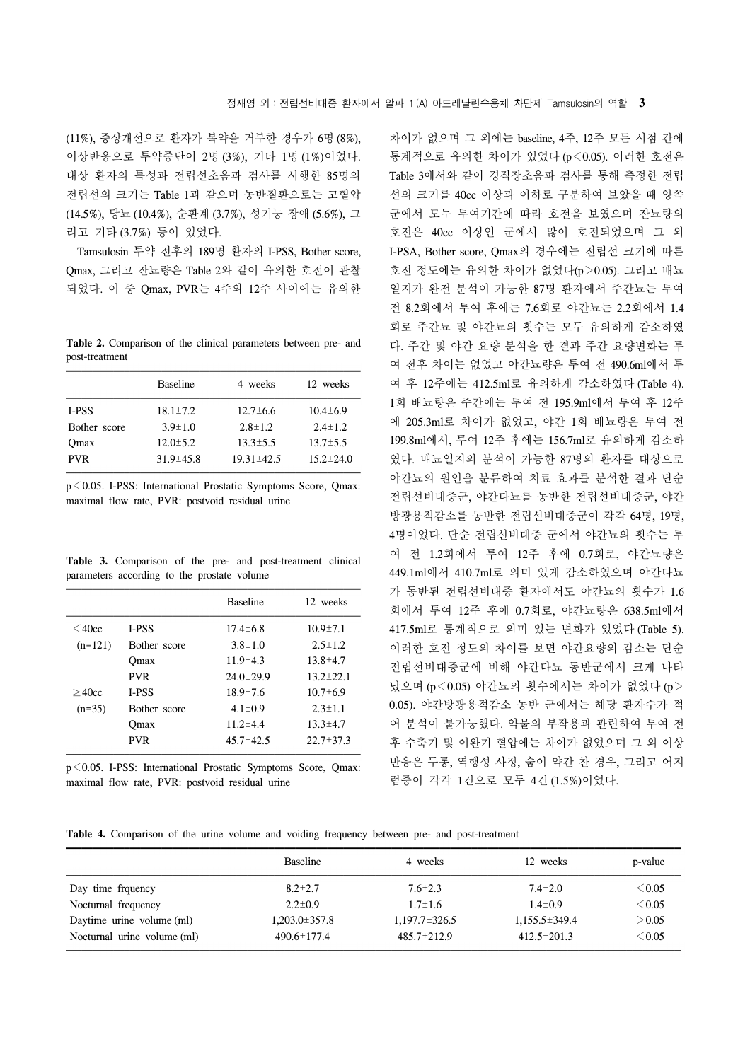(11%), 증상개선으로 환자가 복약을 거부한 경우가 6명 (8%), 이상반응으로 투약중단이 2명 (3%), 기타 1명 (1%)이었다. 대상 환자의 특성과 전립선초음파 검사를 시행한 85명의 전립선의 크기는 Table 1과 같으며 동반질환으로는 고혈압 (14.5%), 당뇨 (10.4%), 순환계 (3.7%), 성기능 장애 (5.6%), 그리고 기타 (3.7%) 등이 있었다.

Tamsulosin 투약 전후의 189명 환자의 I-PSS, Bother score, Qmax, 그리고 잔뇨량은 Table 2와 같이 유의한 호전이 관찰되었다. 이 중 Qmax, PVR는 4주와 12주 사이에는 유의한 차이가 없으며 그 외에는 baseline, 4주, 12주 모든 시점 간에 통계적으로 유의한 차이가 있었다 ($p<0.05$). 이러한 호전은 Table 3에서와 같이 경직장초음파 검사를 통해 측정한 전립선의 크기를 40cc 이상과 이하로 구분하여 보았을 때 양쪽 군에서 모두 투여기간에 따라 호전을 보였으며 잔뇨량의 호전은 40cc 이상인 군에서 많이 호전되었으며 그 외 I-PSA, Bother score, Qmax의 경우에는 전립선 크기에 따른 호전 정도에는 유의한 차이가 없었다($p>0.05$). 그리고 배뇨일지가 완전 분석이 가능한 87명 환자에서 주간뇨는 투여 전 8.2회에서 투여 후에는 7.6회로 야간뇨는 2.2회에서 1.4회로 주간뇨 및 야간뇨의 횟수는 모두 유의하게 감소하였다. 주간 및 야간 요량 분석을 한 결과 주간 요량변화는 투여 전후 차이는 없었고 야간뇨량은 투여 전 490.6ml에서 투여 후 12주에는 412.5ml로 유의하게 감소하였다 (Table 4). 1회 배뇨량은 주간에는 투여 전 195.9ml에서 투여 후 12주에 205.3ml로 차이가 없었고, 야간 1회 배뇨량은 투여 전 199.8ml에서, 투여 12주 후에는 156.7ml로 유의하게 감소하였다. 배뇨일지의 분석이 가능한 87명의 환자를 대상으로 야간뇨의 원인을 분류하여 치료 효과를 분석한 결과 단순 전립선비대증군, 야간다뇨를 동반한 전립선비대증군, 야간방광용적감소를 동반한 전립선비대증군이 각각 64명, 19명, 4명이었다. 단순 전립선비대증 군에서 야간뇨의 횟수는 투여 전 1.2회에서 투여 12주 후에 0.7회로, 야간뇨량은 449.1ml에서 410.7ml로 의미 있게 감소하였으며 야간다뇨가 동반된 전립선비대증 환자에서도 야간뇨의 횟수가 1.6회에서 투여 12주 후에 0.7회로, 야간뇨량은 638.5ml에서 417.5ml로 통계적으로 의미 있는 변화가 있었다 (Table 5). 이러한 호전 정도의 차이를 보면 야간요량의 감소는 단순 전립선비대증군에 비해 야간다뇨 동반군에서 크게 나타났으며 ($p<0.05$) 야간뇨의 횟수에서는 차이가 없었다 ($p>0.05$). 야간방광용적감소 동반 군에서는 해당 환자수가 적어 분석이 불가능했다. 약물의 부작용과 관련하여 투여 전후 수축기 및 이완기 혈압에는 차이가 없었으며 그 외 이상반응은 두통, 역행성 사정, 숨이 약간 찬 경우, 그리고 어지럼증이 각각 1건으로 모두 4건 (1.5%)이었다.

**Table 2.** Comparison of the clinical parameters between pre- and post-treatment

| | Baseline | 4 weeks | 12 weeks |
|---|---|---|---|
| I-PSS | 18.1±7.2 | 12.7±6.6 | 10.4±6.9 |
| Bother score | 3.9±1.0 | 2.8±1.2 | 2.4±1.2 |
| Qmax | 12.0±5.2 | 13.3±5.5 | 13.7±5.5 |
| PVR | 31.9±45.8 | 19.31±42.5 | 15.2±24.0 |

$p<0.05$. I-PSS: International Prostatic Symptoms Score, Qmax: maximal flow rate, PVR: postvoid residual urine

**Table 3.** Comparison of the pre- and post-treatment clinical parameters according to the prostate volume

| | | Baseline | 12 weeks |
|---|---|---|---|
| <40cc (n=121) | I-PSS | 17.4±6.8 | 10.9±7.1 |
| | Bother score | 3.8±1.0 | 2.5±1.2 |
| | Qmax | 11.9±4.3 | 13.8±4.7 |
| | PVR | 24.0±29.9 | 13.2±22.1 |
| ≥40cc (n=35) | I-PSS | 18.9±7.6 | 10.7±6.9 |
| | Bother score | 4.1±0.9 | 2.3±1.1 |
| | Qmax | 11.2±4.4 | 13.3±4.7 |
| | PVR | 45.7±42.5 | 22.7±37.3 |

$p<0.05$. I-PSS: International Prostatic Symptoms Score, Qmax: maximal flow rate, PVR: postvoid residual urine

**Table 4.** Comparison of the urine volume and voiding frequency between pre- and post-treatment

| | Baseline | 4 weeks | 12 weeks | p-value |
|---|---|---|---|---|
| Day time frquency | 8.2±2.7 | 7.6±2.3 | 7.4±2.0 | <0.05 |
| Nocturnal frequency | 2.2±0.9 | 1.7±1.6 | 1.4±0.9 | <0.05 |
| Daytime urine volume (ml) | 1,203.0±357.8 | 1,197.7±326.5 | 1,155.5±349.4 | >0.05 |
| Nocturnal urine volume (ml) | 490.6±177.4 | 485.7±212.9 | 412.5±201.3 | <0.05 |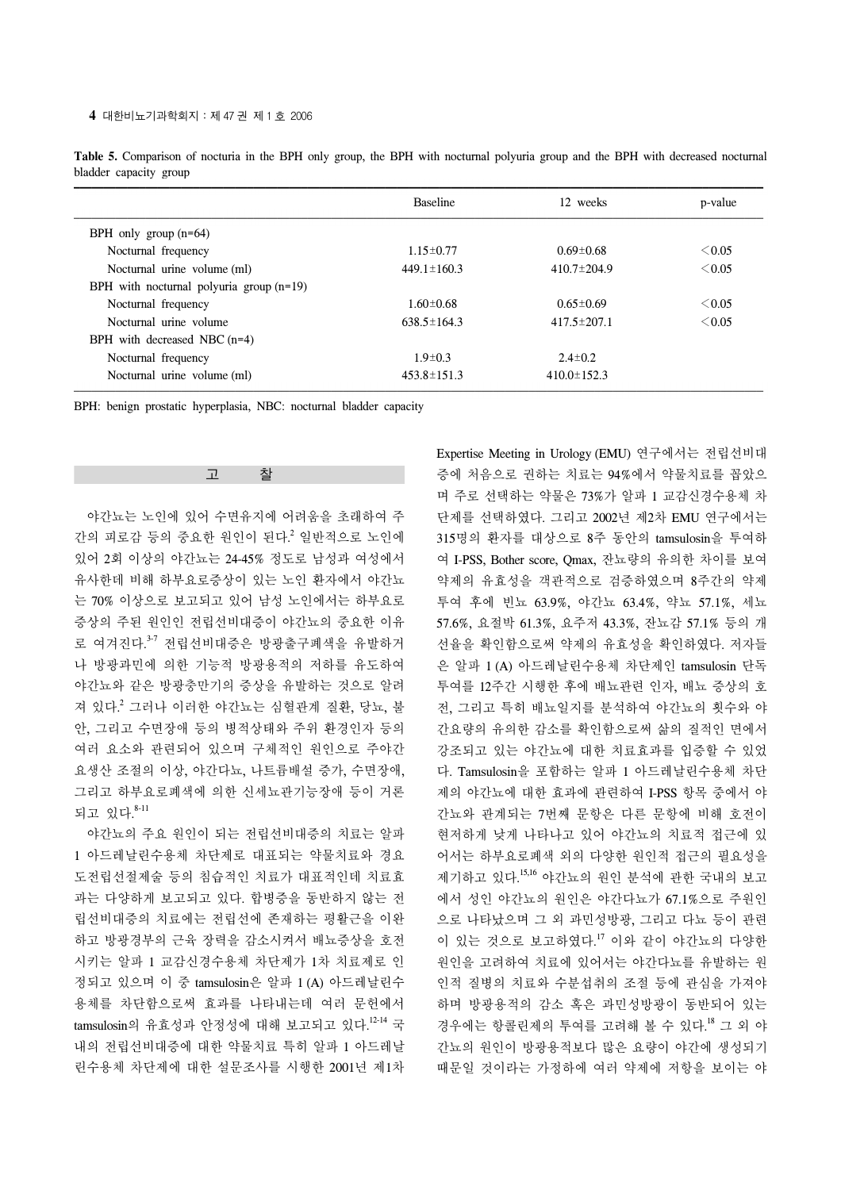**Table 5.** Comparison of nocturia in the BPH only group, the BPH with nocturnal polyuria group and the BPH with decreased nocturnal bladder capacity group

| | Baseline | 12 weeks | p-value |
|---|---|---|---|
| BPH only group (n=64) | | | |
| Nocturnal frequency | 1.15±0.77 | 0.69±0.68 | <0.05 |
| Nocturnal urine volume (ml) | 449.1±160.3 | 410.7±204.9 | <0.05 |
| BPH with nocturnal polyuria group (n=19) | | | |
| Nocturnal frequency | 1.60±0.68 | 0.65±0.69 | <0.05 |
| Nocturnal urine volume | 638.5±164.3 | 417.5±207.1 | <0.05 |
| BPH with decreased NBC (n=4) | | | |
| Nocturnal frequency | 1.9±0.3 | 2.4±0.2 | |
| Nocturnal urine volume (ml) | 453.8±151.3 | 410.0±152.3 | |

BPH: benign prostatic hyperplasia, NBC: nocturnal bladder capacity

## 고 찰

야간뇨는 노인에 있어 수면유지에 어려움을 초래하여 주간의 피로감 등의 중요한 원인이 된다.[2] 일반적으로 노인에 있어 2회 이상의 야간뇨는 24-45% 정도로 남성과 여성에서 유사한데 비해 하부요로증상이 있는 노인 환자에서 야간뇨는 70% 이상으로 보고되고 있어 남성 노인에서는 하부요로증상의 주된 원인인 전립선비대증이 야간뇨의 중요한 이유로 여겨진다.[3-7] 전립선비대증은 방광출구폐색을 유발하거나 방광과민에 의한 기능적 방광용적의 저하를 유도하여 야간뇨와 같은 방광충만기의 증상을 유발하는 것으로 알려져 있다.[2] 그러나 이러한 야간뇨는 심혈관계 질환, 당뇨, 불안, 그리고 수면장애 등의 병적상태와 주위 환경인자 등의 여러 요소와 관련되어 있으며 구체적인 원인으로 주야간 요생산 조절의 이상, 야간다뇨, 나트륨배설 증가, 수면장애, 그리고 하부요로폐색에 의한 신세뇨관기능장애 등이 거론되고 있다.[8-11]

야간뇨의 주요 원인이 되는 전립선비대증의 치료는 알파 1 아드레날린수용체 차단제로 대표되는 약물치료와 경요도전립선절제술 등의 침습적인 치료가 대표적인데 치료효과는 다양하게 보고되고 있다. 합병증을 동반하지 않는 전립선비대증의 치료에는 전립선에 존재하는 평활근을 이완하고 방광경부의 근육 장력을 감소시켜서 배뇨증상을 호전시키는 알파 1 교감신경수용체 차단제가 1차 치료제로 인정되고 있으며 이 중 tamsulosin은 알파 1 (A) 아드레날린수용체를 차단함으로써 효과를 나타내는데 여러 문헌에서 tamsulosin의 유효성과 안정성에 대해 보고되고 있다.[12-14] 국내의 전립선비대증에 대한 약물치료 특히 알파 1 아드레날린수용체 차단제에 대한 설문조사를 시행한 2001년 제1차 Expertise Meeting in Urology (EMU) 연구에서는 전립선비대증에 처음으로 권하는 치료는 94%에서 약물치료를 꼽았으며 주로 선택하는 약물은 73%가 알파 1 교감신경수용체 차단제를 선택하였다. 그리고 2002년 제2차 EMU 연구에서는 315명의 환자를 대상으로 8주 동안의 tamsulosin을 투여하여 I-PSS, Bother score, Qmax, 잔뇨량의 유의한 차이를 보여 약제의 유효성을 객관적으로 검증하였으며 8주간의 약제 투여 후에 빈뇨 63.9%, 야간뇨 63.4%, 약뇨 57.1%, 세뇨 57.6%, 요절박 61.3%, 요주저 43.3%, 잔뇨감 57.1% 등의 개선율을 확인함으로써 약제의 유효성을 확인하였다. 저자들은 알파 1 (A) 아드레날린수용체 차단제인 tamsulosin 단독투여를 12주간 시행한 후에 배뇨관련 인자, 배뇨 증상의 호전, 그리고 특히 배뇨일지를 분석하여 야간뇨의 횟수와 야간요량의 유의한 감소를 확인함으로써 삶의 질적인 면에서 강조되고 있는 야간뇨에 대한 치료효과를 입증할 수 있었다. Tamsulosin을 포함하는 알파 1 아드레날린수용체 차단제의 야간뇨에 대한 효과에 관련하여 I-PSS 항목 중에서 야간뇨와 관계되는 7번째 문항은 다른 문항에 비해 호전이 현저하게 낮게 나타나고 있어 야간뇨의 치료적 접근에 있어서는 하부요로폐색 외의 다양한 원인적 접근의 필요성을 제기하고 있다.[15,16] 야간뇨의 원인 분석에 관한 국내의 보고에서 성인 야간뇨의 원인은 야간다뇨가 67.1%으로 주원인으로 나타났으며 그 외 과민성방광, 그리고 다뇨 등이 관련이 있는 것으로 보고하였다.[17] 이와 같이 야간뇨의 다양한 원인을 고려하여 치료에 있어서는 야간다뇨를 유발하는 원인적 질병의 치료와 수분섭취의 조절 등에 관심을 가져야 하며 방광용적의 감소 혹은 과민성방광이 동반되어 있는 경우에는 항콜린제의 투여를 고려해 볼 수 있다.[18] 그 외 야간뇨의 원인이 방광용적보다 많은 요량이 야간에 생성되기 때문일 것이라는 가정하에 여러 약제에 저항을 보이는 야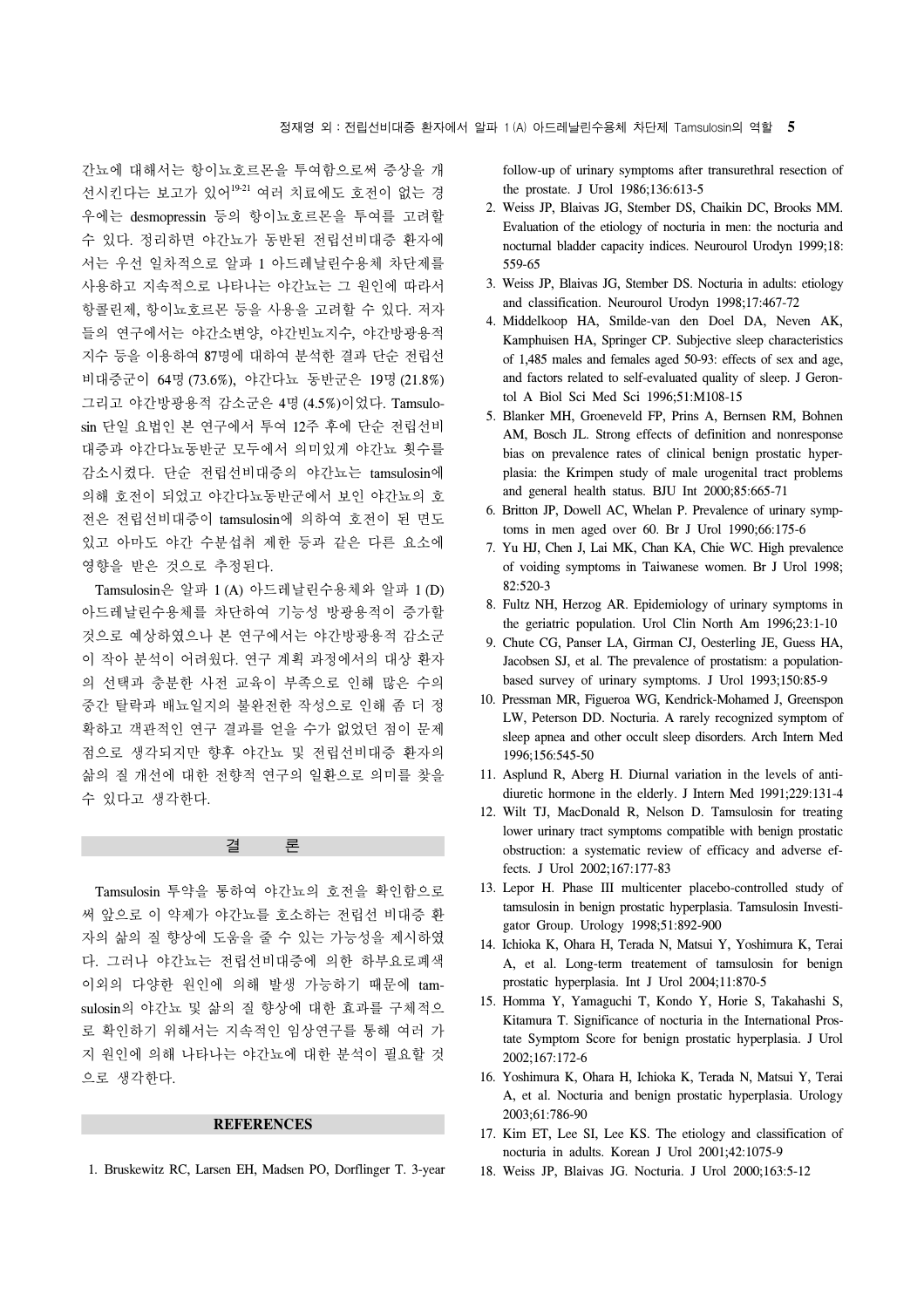간뇨에 대해서는 항이뇨호르몬을 투여함으로써 증상을 개선시킨다는 보고가 있어[19-21] 여러 치료에도 호전이 없는 경우에는 desmopressin 등의 항이뇨호르몬을 투여를 고려할 수 있다. 정리하면 야간뇨가 동반된 전립선비대증 환자에서는 우선 일차적으로 알파 1 아드레날린수용체 차단제를 사용하고 지속적으로 나타나는 야간뇨는 그 원인에 따라서 항콜린제, 항이뇨호르몬 등을 사용을 고려할 수 있다. 저자들의 연구에서는 야간소변양, 야간빈뇨지수, 야간방광용적지수 등을 이용하여 87명에 대하여 분석한 결과 단순 전립선비대증군이 64명 (73.6%), 야간다뇨 동반군은 19명 (21.8%) 그리고 야간방광용적 감소군은 4명 (4.5%)이었다. Tamsulosin 단일 요법인 본 연구에서 투여 12주 후에 단순 전립선비대증과 야간다뇨동반군 모두에서 의미있게 야간뇨 횟수를 감소시켰다. 단순 전립선비대증의 야간뇨는 tamsulosin에 의해 호전이 되었고 야간다뇨동반군에서 보인 야간뇨의 호전은 전립선비대증이 tamsulosin에 의하여 호전이 된 면도 있고 아마도 야간 수분섭취 제한 등과 같은 다른 요소에 영향을 받은 것으로 추정된다.

Tamsulosin은 알파 1 (A) 아드레날린수용체와 알파 1 (D) 아드레날린수용체를 차단하여 기능성 방광용적이 증가할 것으로 예상하였으나 본 연구에서는 야간방광용적 감소군이 작아 분석이 어려웠다. 연구 계획 과정에서의 대상 환자의 선택과 충분한 사전 교육이 부족으로 인해 많은 수의 중간 탈락과 배뇨일지의 불완전한 작성으로 인해 좀 더 정확하고 객관적인 연구 결과를 얻을 수가 없었던 점이 문제점으로 생각되지만 향후 야간뇨 및 전립선비대증 환자의 삶의 질 개선에 대한 전향적 연구의 일환으로 의미를 찾을 수 있다고 생각한다.

## 결 론

Tamsulosin 투약을 통하여 야간뇨의 호전을 확인함으로써 앞으로 이 약제가 야간뇨를 호소하는 전립선 비대증 환자의 삶의 질 향상에 도움을 줄 수 있는 가능성을 제시하였다. 그러나 야간뇨는 전립선비대증에 의한 하부요로폐색 이외의 다양한 원인에 의해 발생 가능하기 때문에 tamsulosin의 야간뇨 및 삶의 질 향상에 대한 효과를 구체적으로 확인하기 위해서는 지속적인 임상연구를 통해 여러 가지 원인에 의해 나타나는 야간뇨에 대한 분석이 필요할 것으로 생각한다.

## REFERENCES

1. Bruskewitz RC, Larsen EH, Madsen PO, Dorflinger T. 3-year follow-up of urinary symptoms after transurethral resection of the prostate. J Urol 1986;136:613-5
2. Weiss JP, Blaivas JG, Stember DS, Chaikin DC, Brooks MM. Evaluation of the etiology of nocturia in men: the nocturia and nocturnal bladder capacity indices. Neurourol Urodyn 1999;18:559-65
3. Weiss JP, Blaivas JG, Stember DS. Nocturia in adults: etiology and classification. Neurourol Urodyn 1998;17:467-72
4. Middelkoop HA, Smilde-van den Doel DA, Neven AK, Kamphuisen HA, Springer CP. Subjective sleep characteristics of 1,485 males and females aged 50-93: effects of sex and age, and factors related to self-evaluated quality of sleep. J Gerontol A Biol Sci Med Sci 1996;51:M108-15
5. Blanker MH, Groeneveld FP, Prins A, Bernsen RM, Bohnen AM, Bosch JL. Strong effects of definition and nonresponse bias on prevalence rates of clinical benign prostatic hyperplasia: the Krimpen study of male urogenital tract problems and general health status. BJU Int 2000;85:665-71
6. Britton JP, Dowell AC, Whelan P. Prevalence of urinary symptoms in men aged over 60. Br J Urol 1990;66:175-6
7. Yu HJ, Chen J, Lai MK, Chan KA, Chie WC. High prevalence of voiding symptoms in Taiwanese women. Br J Urol 1998;82:520-3
8. Fultz NH, Herzog AR. Epidemiology of urinary symptoms in the geriatric population. Urol Clin North Am 1996;23:1-10
9. Chute CG, Panser LA, Girman CJ, Oesterling JE, Guess HA, Jacobsen SJ, et al. The prevalence of prostatism: a population-based survey of urinary symptoms. J Urol 1993;150:85-9
10. Pressman MR, Figueroa WG, Kendrick-Mohamed J, Greenspon LW, Peterson DD. Nocturia. A rarely recognized symptom of sleep apnea and other occult sleep disorders. Arch Intern Med 1996;156:545-50
11. Asplund R, Aberg H. Diurnal variation in the levels of antidiuretic hormone in the elderly. J Intern Med 1991;229:131-4
12. Wilt TJ, MacDonald R, Nelson D. Tamsulosin for treating lower urinary tract symptoms compatible with benign prostatic obstruction: a systematic review of efficacy and adverse effects. J Urol 2002;167:177-83
13. Lepor H. Phase III multicenter placebo-controlled study of tamsulosin in benign prostatic hyperplasia. Tamsulosin Investigator Group. Urology 1998;51:892-900
14. Ichioka K, Ohara H, Terada N, Matsui Y, Yoshimura K, Terai A, et al. Long-term treatement of tamsulosin for benign prostatic hyperplasia. Int J Urol 2004;11:870-5
15. Homma Y, Yamaguchi T, Kondo Y, Horie S, Takahashi S, Kitamura T. Significance of nocturia in the International Prostate Symptom Score for benign prostatic hyperplasia. J Urol 2002;167:172-6
16. Yoshimura K, Ohara H, Ichioka K, Terada N, Matsui Y, Terai A, et al. Nocturia and benign prostatic hyperplasia. Urology 2003;61:786-90
17. Kim ET, Lee SI, Lee KS. The etiology and classification of nocturia in adults. Korean J Urol 2001;42:1075-9
18. Weiss JP, Blaivas JG. Nocturia. J Urol 2000;163:5-12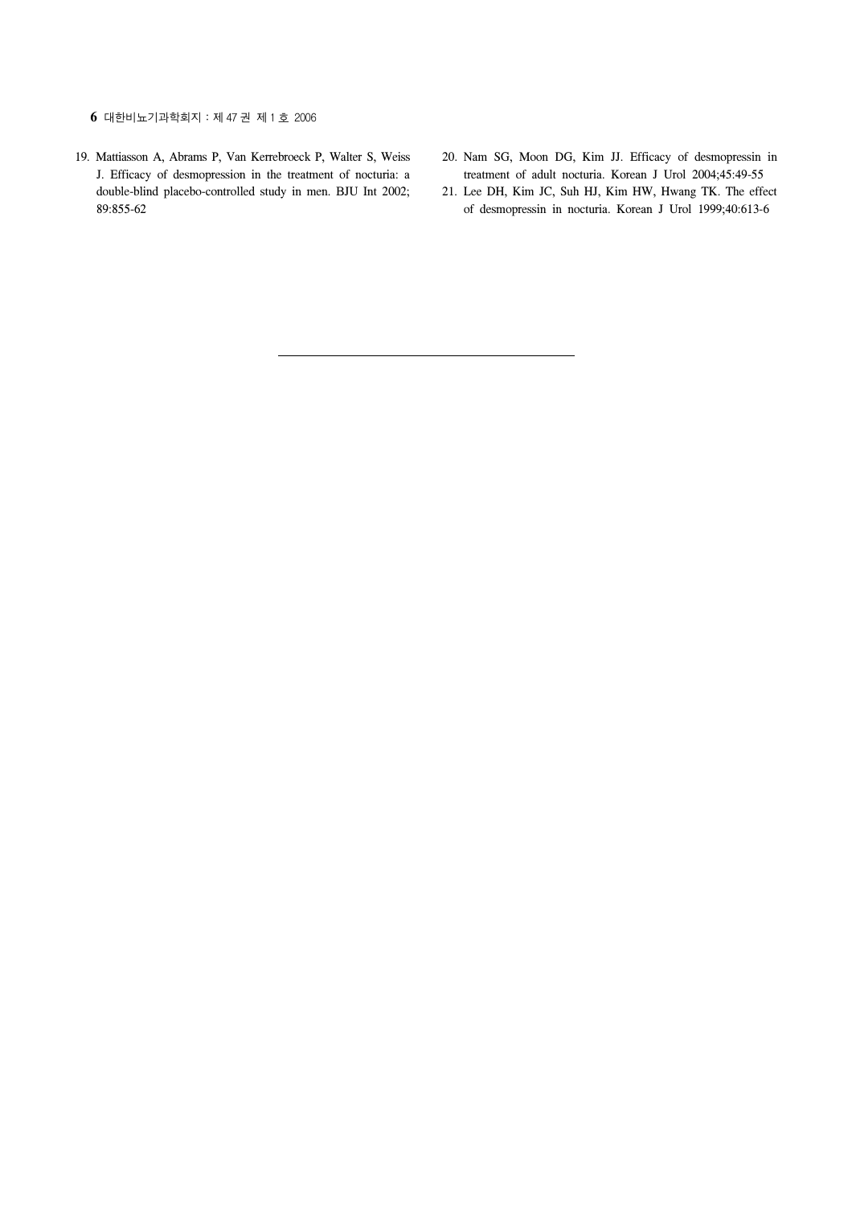19. Mattiasson A, Abrams P, Van Kerrebroeck P, Walter S, Weiss J. Efficacy of desmopression in the treatment of nocturia: a double-blind placebo-controlled study in men. BJU Int 2002; 89:855-62
20. Nam SG, Moon DG, Kim JJ. Efficacy of desmopressin in treatment of adult nocturia. Korean J Urol 2004;45:49-55
21. Lee DH, Kim JC, Suh HJ, Kim HW, Hwang TK. The effect of desmopressin in nocturia. Korean J Urol 1999;40:613-6